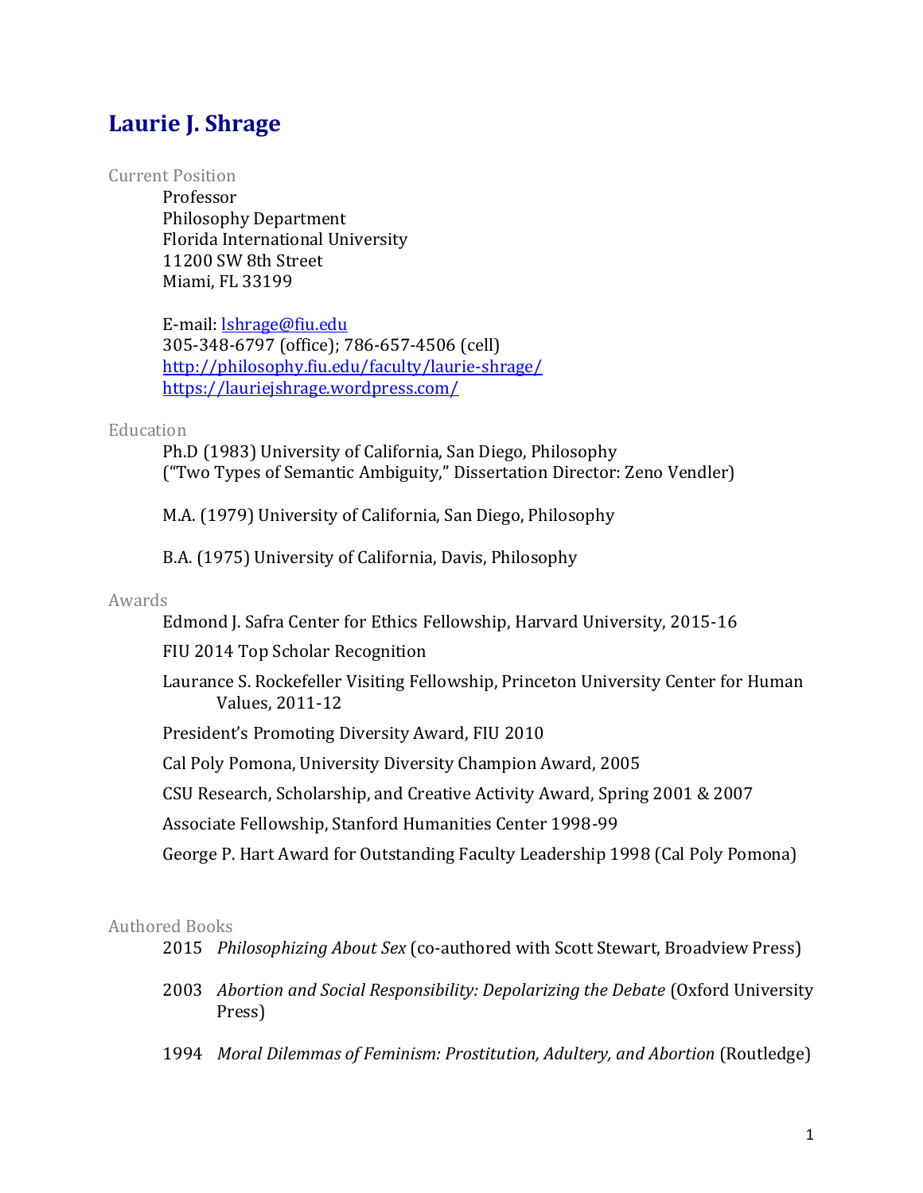# Laurie J. Shrage

## Current Position

Professor
Philosophy Department
Florida International University
11200 SW 8th Street
Miami, FL 33199

E-mail: [lshrage@fiu.edu](mailto:lshrage@fiu.edu)
305-348-6797 (office); 786-657-4506 (cell)
[http://philosophy.fiu.edu/faculty/laurie-shrage/](http://philosophy.fiu.edu/faculty/laurie-shrage/)
[https://lauriejshrage.wordpress.com/](https://lauriejshrage.wordpress.com/)

## Education

Ph.D (1983) University of California, San Diego, Philosophy
("Two Types of Semantic Ambiguity," Dissertation Director: Zeno Vendler)

M.A. (1979) University of California, San Diego, Philosophy

B.A. (1975) University of California, Davis, Philosophy

## Awards

Edmond J. Safra Center for Ethics Fellowship, Harvard University, 2015-16

FIU 2014 Top Scholar Recognition

Laurance S. Rockefeller Visiting Fellowship, Princeton University Center for Human Values, 2011-12

President's Promoting Diversity Award, FIU 2010

Cal Poly Pomona, University Diversity Champion Award, 2005

CSU Research, Scholarship, and Creative Activity Award, Spring 2001 & 2007

Associate Fellowship, Stanford Humanities Center 1998-99

George P. Hart Award for Outstanding Faculty Leadership 1998 (Cal Poly Pomona)

## Authored Books

2015 *Philosophizing About Sex* (co-authored with Scott Stewart, Broadview Press)

2003 *Abortion and Social Responsibility: Depolarizing the Debate* (Oxford University Press)

1994 *Moral Dilemmas of Feminism: Prostitution, Adultery, and Abortion* (Routledge)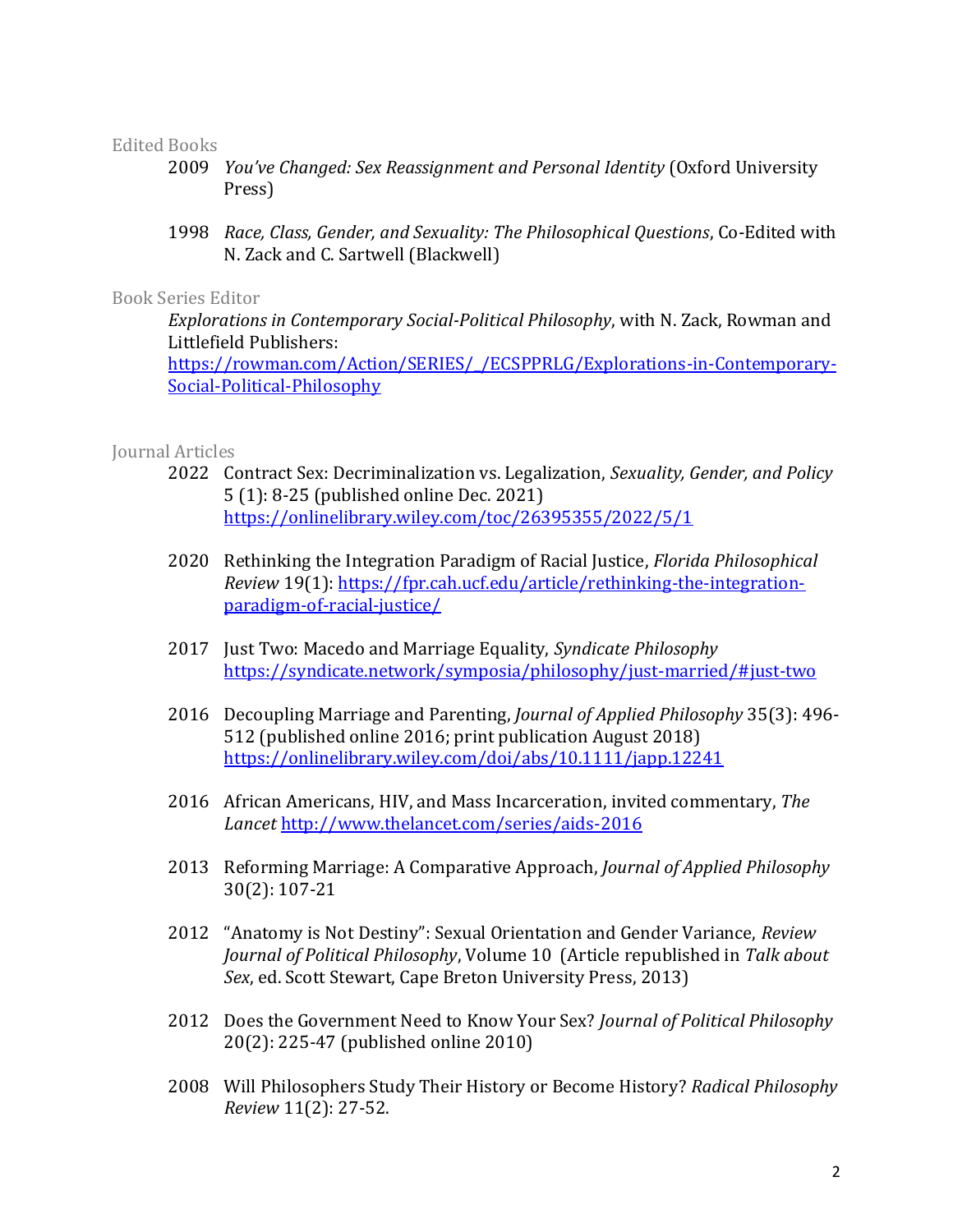### Edited Books

2009 *You've Changed: Sex Reassignment and Personal Identity* (Oxford University Press)

1998 *Race, Class, Gender, and Sexuality: The Philosophical Questions*, Co-Edited with N. Zack and C. Sartwell (Blackwell)

### Book Series Editor

*Explorations in Contemporary Social-Political Philosophy*, with N. Zack, Rowman and Littlefield Publishers: https://rowman.com/Action/SERIES/_/ECSPPRLG/Explorations-in-Contemporary-Social-Political-Philosophy

### Journal Articles

2022 Contract Sex: Decriminalization vs. Legalization, *Sexuality, Gender, and Policy* 5 (1): 8-25 (published online Dec. 2021) https://onlinelibrary.wiley.com/toc/26395355/2022/5/1

2020 Rethinking the Integration Paradigm of Racial Justice, *Florida Philosophical Review* 19(1): https://fpr.cah.ucf.edu/article/rethinking-the-integration-paradigm-of-racial-justice/

2017 Just Two: Macedo and Marriage Equality, *Syndicate Philosophy* https://syndicate.network/symposia/philosophy/just-married/#just-two

2016 Decoupling Marriage and Parenting, *Journal of Applied Philosophy* 35(3): 496-512 (published online 2016; print publication August 2018) https://onlinelibrary.wiley.com/doi/abs/10.1111/japp.12241

2016 African Americans, HIV, and Mass Incarceration, invited commentary, *The Lancet* http://www.thelancet.com/series/aids-2016

2013 Reforming Marriage: A Comparative Approach, *Journal of Applied Philosophy* 30(2): 107-21

2012 "Anatomy is Not Destiny": Sexual Orientation and Gender Variance, *Review Journal of Political Philosophy*, Volume 10 (Article republished in *Talk about Sex*, ed. Scott Stewart, Cape Breton University Press, 2013)

2012 Does the Government Need to Know Your Sex? *Journal of Political Philosophy* 20(2): 225-47 (published online 2010)

2008 Will Philosophers Study Their History or Become History? *Radical Philosophy Review* 11(2): 27-52.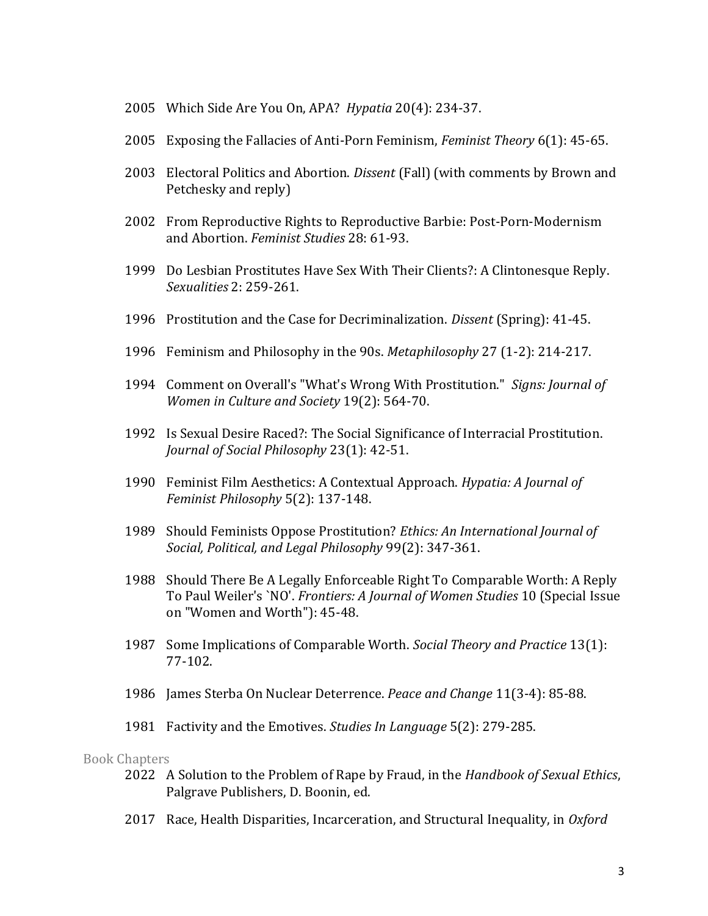2005 Which Side Are You On, APA? *Hypatia* 20(4): 234-37.

2005 Exposing the Fallacies of Anti-Porn Feminism, *Feminist Theory* 6(1): 45-65.

2003 Electoral Politics and Abortion. *Dissent* (Fall) (with comments by Brown and Petchesky and reply)

2002 From Reproductive Rights to Reproductive Barbie: Post-Porn-Modernism and Abortion. *Feminist Studies* 28: 61-93.

1999 Do Lesbian Prostitutes Have Sex With Their Clients?: A Clintonesque Reply. *Sexualities* 2: 259-261.

1996 Prostitution and the Case for Decriminalization. *Dissent* (Spring): 41-45.

1996 Feminism and Philosophy in the 90s. *Metaphilosophy* 27 (1-2): 214-217.

1994 Comment on Overall's "What's Wrong With Prostitution." *Signs: Journal of Women in Culture and Society* 19(2): 564-70.

1992 Is Sexual Desire Raced?: The Social Significance of Interracial Prostitution. *Journal of Social Philosophy* 23(1): 42-51.

1990 Feminist Film Aesthetics: A Contextual Approach. *Hypatia: A Journal of Feminist Philosophy* 5(2): 137-148.

1989 Should Feminists Oppose Prostitution? *Ethics: An International Journal of Social, Political, and Legal Philosophy* 99(2): 347-361.

1988 Should There Be A Legally Enforceable Right To Comparable Worth: A Reply To Paul Weiler's `NO'. *Frontiers: A Journal of Women Studies* 10 (Special Issue on "Women and Worth"): 45-48.

1987 Some Implications of Comparable Worth. *Social Theory and Practice* 13(1): 77-102.

1986 James Sterba On Nuclear Deterrence. *Peace and Change* 11(3-4): 85-88.

1981 Factivity and the Emotives. *Studies In Language* 5(2): 279-285.

## Book Chapters

2022 A Solution to the Problem of Rape by Fraud, in the *Handbook of Sexual Ethics*, Palgrave Publishers, D. Boonin, ed.

2017 Race, Health Disparities, Incarceration, and Structural Inequality, in *Oxford*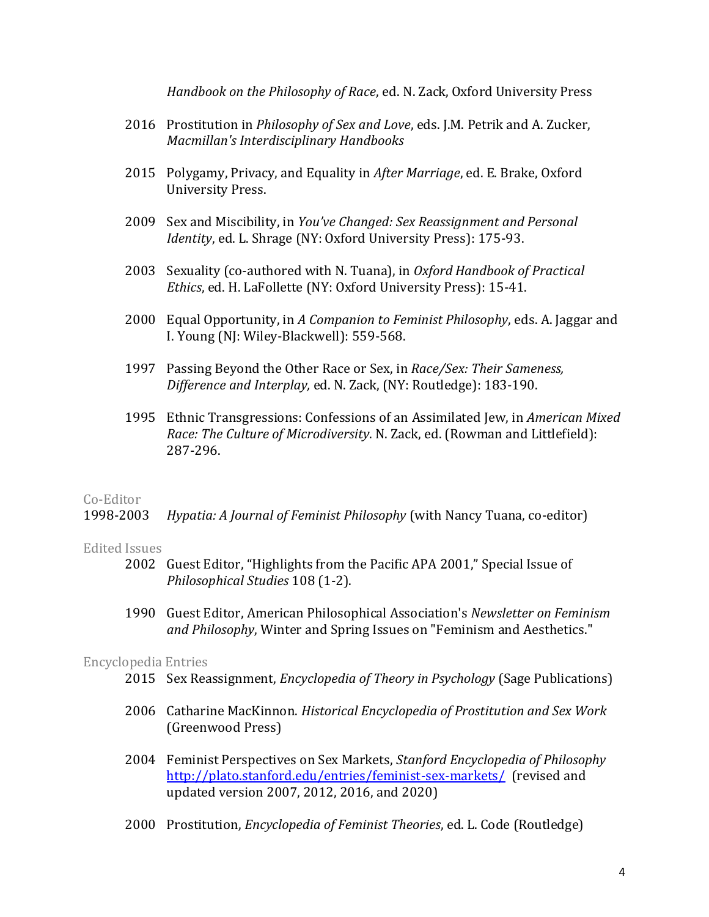*Handbook on the Philosophy of Race*, ed. N. Zack, Oxford University Press

2016 Prostitution in *Philosophy of Sex and Love*, eds. J.M. Petrik and A. Zucker, *Macmillan's Interdisciplinary Handbooks*

2015 Polygamy, Privacy, and Equality in *After Marriage*, ed. E. Brake, Oxford University Press.

2009 Sex and Miscibility, in *You've Changed: Sex Reassignment and Personal Identity*, ed. L. Shrage (NY: Oxford University Press): 175-93.

2003 Sexuality (co-authored with N. Tuana), in *Oxford Handbook of Practical Ethics*, ed. H. LaFollette (NY: Oxford University Press): 15-41.

2000 Equal Opportunity, in *A Companion to Feminist Philosophy*, eds. A. Jaggar and I. Young (NJ: Wiley-Blackwell): 559-568.

1997 Passing Beyond the Other Race or Sex, in *Race/Sex: Their Sameness, Difference and Interplay,* ed. N. Zack, (NY: Routledge): 183-190.

1995 Ethnic Transgressions: Confessions of an Assimilated Jew, in *American Mixed Race: The Culture of Microdiversity*. N. Zack, ed. (Rowman and Littlefield): 287-296.

### Co-Editor

1998-2003 *Hypatia: A Journal of Feminist Philosophy* (with Nancy Tuana, co-editor)

### Edited Issues

2002 Guest Editor, "Highlights from the Pacific APA 2001," Special Issue of *Philosophical Studies* 108 (1-2).

1990 Guest Editor, American Philosophical Association's *Newsletter on Feminism and Philosophy*, Winter and Spring Issues on "Feminism and Aesthetics."

### Encyclopedia Entries

2015 Sex Reassignment, *Encyclopedia of Theory in Psychology* (Sage Publications)

2006 Catharine MacKinnon. *Historical Encyclopedia of Prostitution and Sex Work* (Greenwood Press)

2004 Feminist Perspectives on Sex Markets, *Stanford Encyclopedia of Philosophy* http://plato.stanford.edu/entries/feminist-sex-markets/ (revised and updated version 2007, 2012, 2016, and 2020)

2000 Prostitution, *Encyclopedia of Feminist Theories*, ed. L. Code (Routledge)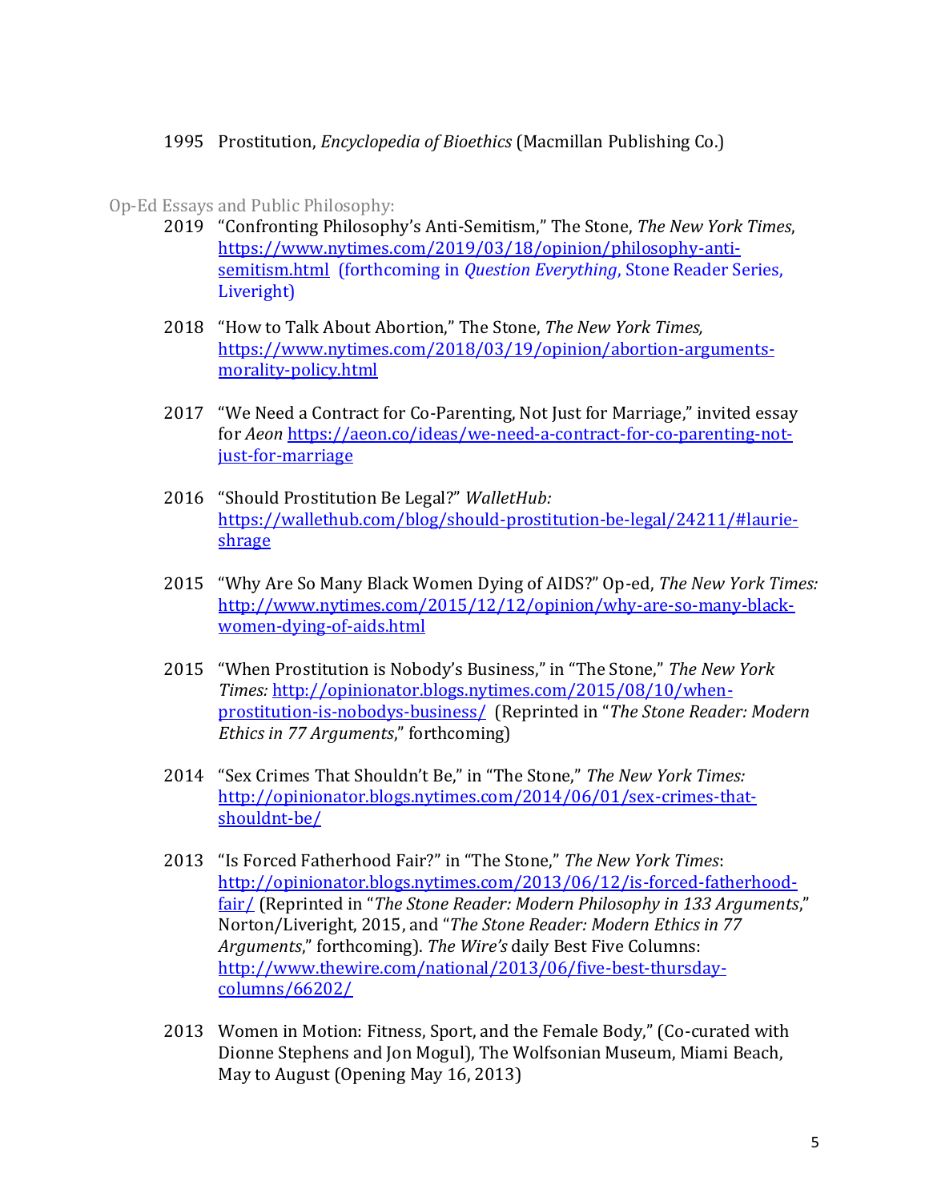1995 Prostitution, *Encyclopedia of Bioethics* (Macmillan Publishing Co.)

Op-Ed Essays and Public Philosophy:

2019 "Confronting Philosophy's Anti-Semitism," The Stone, *The New York Times*, https://www.nytimes.com/2019/03/18/opinion/philosophy-anti-semitism.html (forthcoming in *Question Everything*, Stone Reader Series, Liveright)

2018 "How to Talk About Abortion," The Stone, *The New York Times,* https://www.nytimes.com/2018/03/19/opinion/abortion-arguments-morality-policy.html

2017 "We Need a Contract for Co-Parenting, Not Just for Marriage," invited essay for *Aeon* https://aeon.co/ideas/we-need-a-contract-for-co-parenting-not-just-for-marriage

2016 "Should Prostitution Be Legal?" *WalletHub:* https://wallethub.com/blog/should-prostitution-be-legal/24211/#laurie-shrage

2015 "Why Are So Many Black Women Dying of AIDS?" Op-ed, *The New York Times:* http://www.nytimes.com/2015/12/12/opinion/why-are-so-many-black-women-dying-of-aids.html

2015 "When Prostitution is Nobody's Business," in "The Stone," *The New York Times:* http://opinionator.blogs.nytimes.com/2015/08/10/when-prostitution-is-nobodys-business/ (Reprinted in "*The Stone Reader: Modern Ethics in 77 Arguments*," forthcoming)

2014 "Sex Crimes That Shouldn't Be," in "The Stone," *The New York Times:* http://opinionator.blogs.nytimes.com/2014/06/01/sex-crimes-that-shouldnt-be/

2013 "Is Forced Fatherhood Fair?" in "The Stone," *The New York Times*: http://opinionator.blogs.nytimes.com/2013/06/12/is-forced-fatherhood-fair/ (Reprinted in "*The Stone Reader: Modern Philosophy in 133 Arguments*," Norton/Liveright, 2015, and "*The Stone Reader: Modern Ethics in 77 Arguments*," forthcoming). *The Wire's* daily Best Five Columns: http://www.thewire.com/national/2013/06/five-best-thursday-columns/66202/

2013 Women in Motion: Fitness, Sport, and the Female Body," (Co-curated with Dionne Stephens and Jon Mogul), The Wolfsonian Museum, Miami Beach, May to August (Opening May 16, 2013)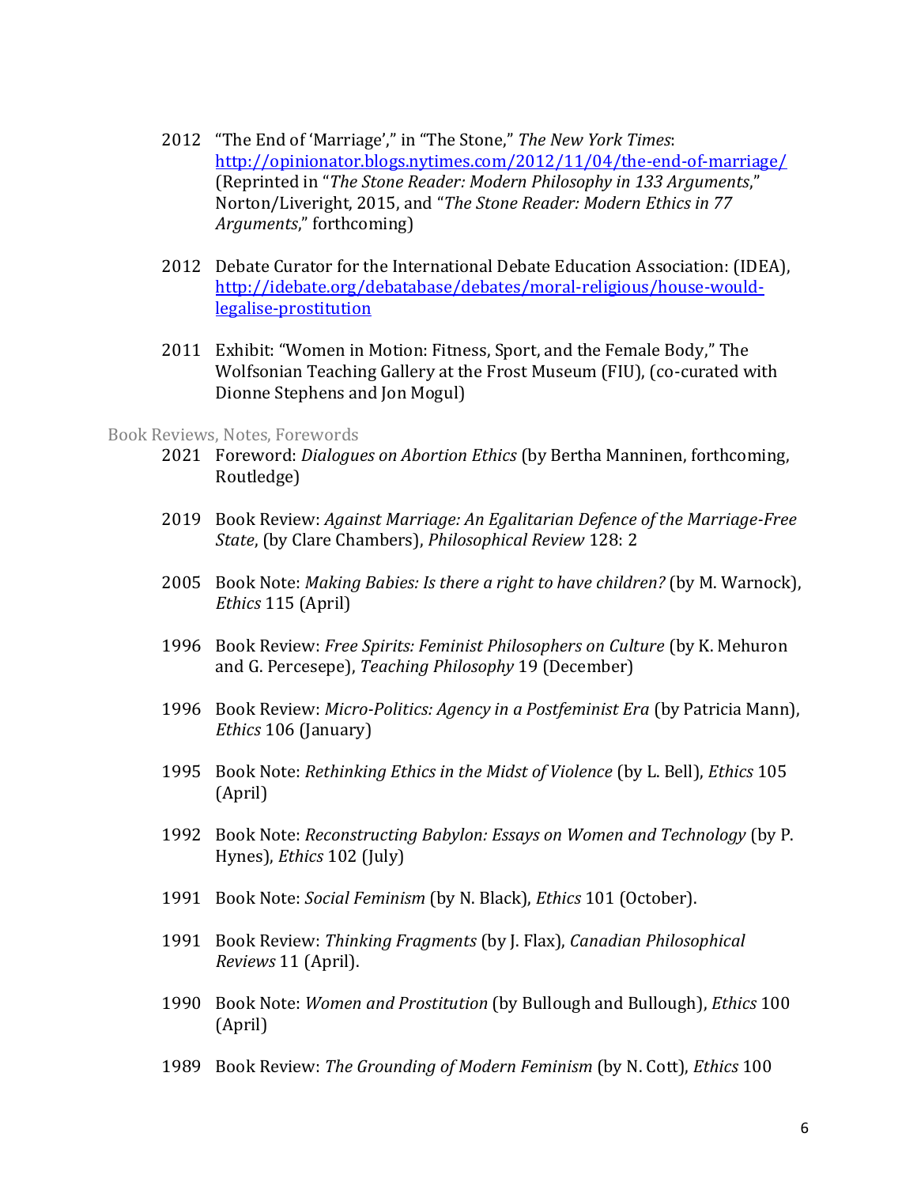- 2012 "The End of 'Marriage'," in "The Stone," *The New York Times*: http://opinionator.blogs.nytimes.com/2012/11/04/the-end-of-marriage/ (Reprinted in "*The Stone Reader: Modern Philosophy in 133 Arguments*," Norton/Liveright, 2015, and "*The Stone Reader: Modern Ethics in 77 Arguments*," forthcoming)

- 2012 Debate Curator for the International Debate Education Association: (IDEA), http://idebate.org/debatabase/debates/moral-religious/house-would-legalise-prostitution

- 2011 Exhibit: "Women in Motion: Fitness, Sport, and the Female Body," The Wolfsonian Teaching Gallery at the Frost Museum (FIU), (co-curated with Dionne Stephens and Jon Mogul)

## Book Reviews, Notes, Forewords

- 2021 Foreword: *Dialogues on Abortion Ethics* (by Bertha Manninen, forthcoming, Routledge)

- 2019 Book Review: *Against Marriage: An Egalitarian Defence of the Marriage-Free State*, (by Clare Chambers), *Philosophical Review* 128: 2

- 2005 Book Note: *Making Babies: Is there a right to have children?* (by M. Warnock), *Ethics* 115 (April)

- 1996 Book Review: *Free Spirits: Feminist Philosophers on Culture* (by K. Mehuron and G. Percesepe), *Teaching Philosophy* 19 (December)

- 1996 Book Review: *Micro-Politics: Agency in a Postfeminist Era* (by Patricia Mann), *Ethics* 106 (January)

- 1995 Book Note: *Rethinking Ethics in the Midst of Violence* (by L. Bell), *Ethics* 105 (April)

- 1992 Book Note: *Reconstructing Babylon: Essays on Women and Technology* (by P. Hynes), *Ethics* 102 (July)

- 1991 Book Note: *Social Feminism* (by N. Black), *Ethics* 101 (October).

- 1991 Book Review: *Thinking Fragments* (by J. Flax), *Canadian Philosophical Reviews* 11 (April).

- 1990 Book Note: *Women and Prostitution* (by Bullough and Bullough), *Ethics* 100 (April)

- 1989 Book Review: *The Grounding of Modern Feminism* (by N. Cott), *Ethics* 100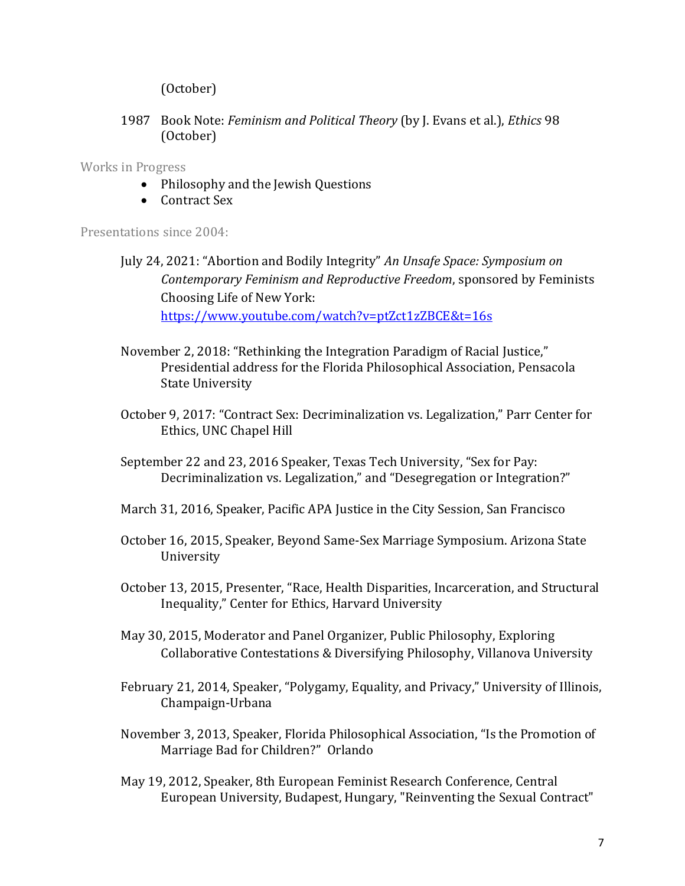(October)

1987 Book Note: *Feminism and Political Theory* (by J. Evans et al.), *Ethics* 98 (October)

### Works in Progress

- Philosophy and the Jewish Questions
- Contract Sex

### Presentations since 2004:

July 24, 2021: "Abortion and Bodily Integrity" *An Unsafe Space: Symposium on Contemporary Feminism and Reproductive Freedom*, sponsored by Feminists Choosing Life of New York: https://www.youtube.com/watch?v=ptZct1zZBCE&t=16s

November 2, 2018: "Rethinking the Integration Paradigm of Racial Justice," Presidential address for the Florida Philosophical Association, Pensacola State University

October 9, 2017: "Contract Sex: Decriminalization vs. Legalization," Parr Center for Ethics, UNC Chapel Hill

September 22 and 23, 2016 Speaker, Texas Tech University, "Sex for Pay: Decriminalization vs. Legalization," and "Desegregation or Integration?"

March 31, 2016, Speaker, Pacific APA Justice in the City Session, San Francisco

October 16, 2015, Speaker, Beyond Same-Sex Marriage Symposium. Arizona State University

October 13, 2015, Presenter, "Race, Health Disparities, Incarceration, and Structural Inequality," Center for Ethics, Harvard University

May 30, 2015, Moderator and Panel Organizer, Public Philosophy, Exploring Collaborative Contestations & Diversifying Philosophy, Villanova University

February 21, 2014, Speaker, "Polygamy, Equality, and Privacy," University of Illinois, Champaign-Urbana

November 3, 2013, Speaker, Florida Philosophical Association, "Is the Promotion of Marriage Bad for Children?" Orlando

May 19, 2012, Speaker, 8th European Feminist Research Conference, Central European University, Budapest, Hungary, "Reinventing the Sexual Contract"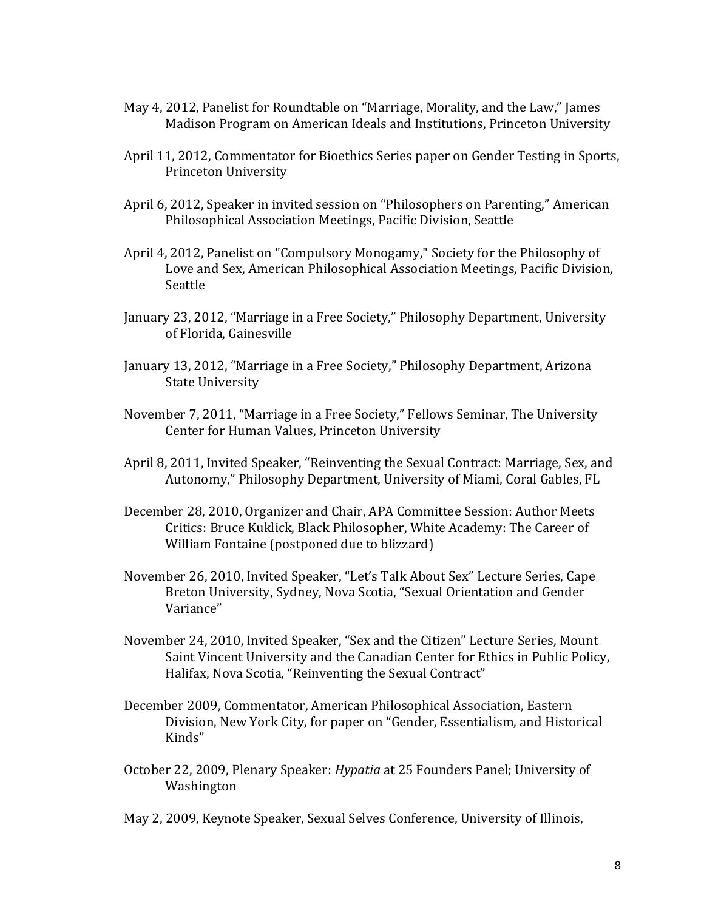May 4, 2012, Panelist for Roundtable on "Marriage, Morality, and the Law," James Madison Program on American Ideals and Institutions, Princeton University

April 11, 2012, Commentator for Bioethics Series paper on Gender Testing in Sports, Princeton University

April 6, 2012, Speaker in invited session on "Philosophers on Parenting," American Philosophical Association Meetings, Pacific Division, Seattle

April 4, 2012, Panelist on "Compulsory Monogamy," Society for the Philosophy of Love and Sex, American Philosophical Association Meetings, Pacific Division, Seattle

January 23, 2012, "Marriage in a Free Society," Philosophy Department, University of Florida, Gainesville

January 13, 2012, "Marriage in a Free Society," Philosophy Department, Arizona State University

November 7, 2011, "Marriage in a Free Society," Fellows Seminar, The University Center for Human Values, Princeton University

April 8, 2011, Invited Speaker, "Reinventing the Sexual Contract: Marriage, Sex, and Autonomy," Philosophy Department, University of Miami, Coral Gables, FL

December 28, 2010, Organizer and Chair, APA Committee Session: Author Meets Critics: Bruce Kuklick, Black Philosopher, White Academy: The Career of William Fontaine (postponed due to blizzard)

November 26, 2010, Invited Speaker, "Let's Talk About Sex" Lecture Series, Cape Breton University, Sydney, Nova Scotia, "Sexual Orientation and Gender Variance"

November 24, 2010, Invited Speaker, "Sex and the Citizen" Lecture Series, Mount Saint Vincent University and the Canadian Center for Ethics in Public Policy, Halifax, Nova Scotia, "Reinventing the Sexual Contract"

December 2009, Commentator, American Philosophical Association, Eastern Division, New York City, for paper on "Gender, Essentialism, and Historical Kinds"

October 22, 2009, Plenary Speaker: *Hypatia* at 25 Founders Panel; University of Washington

May 2, 2009, Keynote Speaker, Sexual Selves Conference, University of Illinois,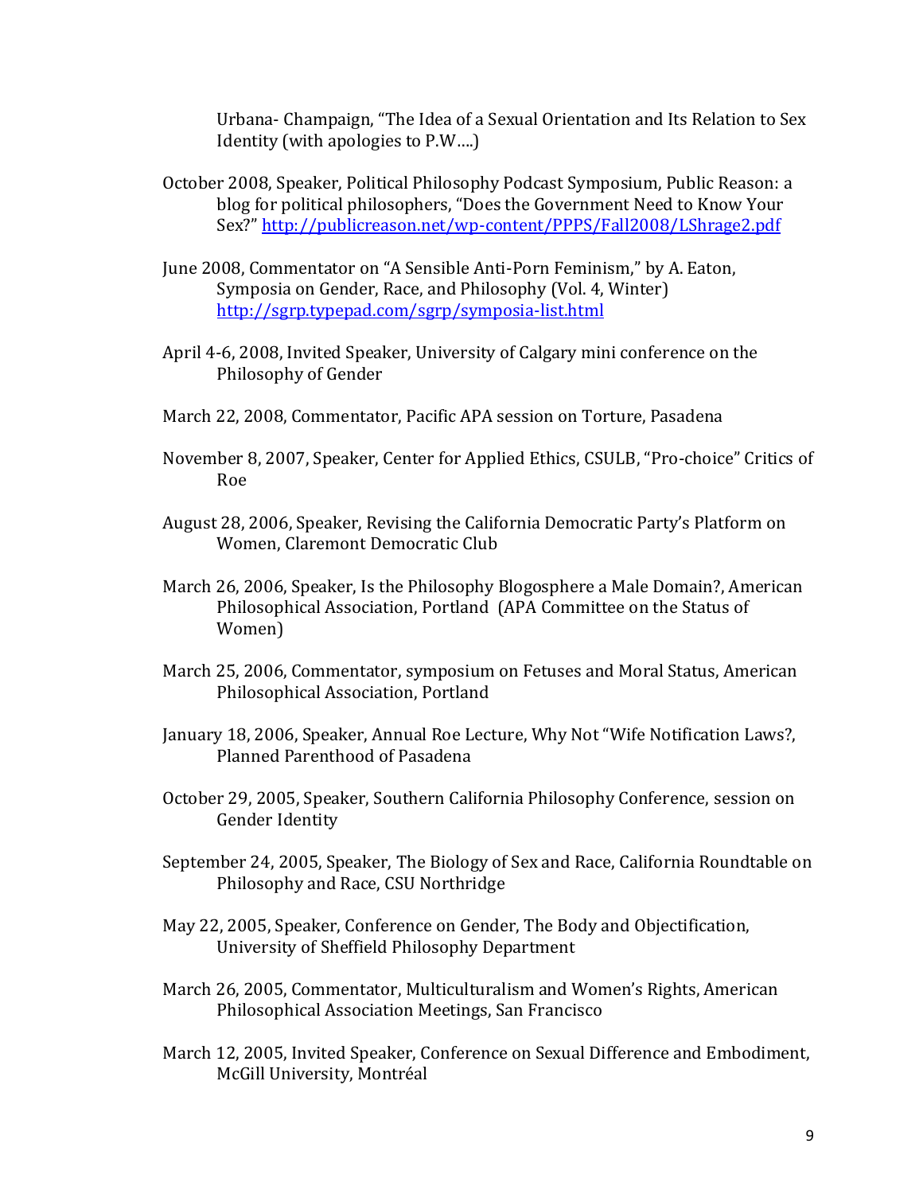Urbana- Champaign, "The Idea of a Sexual Orientation and Its Relation to Sex Identity (with apologies to P.W….)

October 2008, Speaker, Political Philosophy Podcast Symposium, Public Reason: a blog for political philosophers, "Does the Government Need to Know Your Sex?" http://publicreason.net/wp-content/PPPS/Fall2008/LShrage2.pdf

June 2008, Commentator on "A Sensible Anti-Porn Feminism," by A. Eaton, Symposia on Gender, Race, and Philosophy (Vol. 4, Winter) http://sgrp.typepad.com/sgrp/symposia-list.html

April 4-6, 2008, Invited Speaker, University of Calgary mini conference on the Philosophy of Gender

March 22, 2008, Commentator, Pacific APA session on Torture, Pasadena

November 8, 2007, Speaker, Center for Applied Ethics, CSULB, "Pro-choice" Critics of Roe

August 28, 2006, Speaker, Revising the California Democratic Party's Platform on Women, Claremont Democratic Club

March 26, 2006, Speaker, Is the Philosophy Blogosphere a Male Domain?, American Philosophical Association, Portland (APA Committee on the Status of Women)

March 25, 2006, Commentator, symposium on Fetuses and Moral Status, American Philosophical Association, Portland

January 18, 2006, Speaker, Annual Roe Lecture, Why Not "Wife Notification Laws?, Planned Parenthood of Pasadena

October 29, 2005, Speaker, Southern California Philosophy Conference, session on Gender Identity

September 24, 2005, Speaker, The Biology of Sex and Race, California Roundtable on Philosophy and Race, CSU Northridge

May 22, 2005, Speaker, Conference on Gender, The Body and Objectification, University of Sheffield Philosophy Department

March 26, 2005, Commentator, Multiculturalism and Women's Rights, American Philosophical Association Meetings, San Francisco

March 12, 2005, Invited Speaker, Conference on Sexual Difference and Embodiment, McGill University, Montréal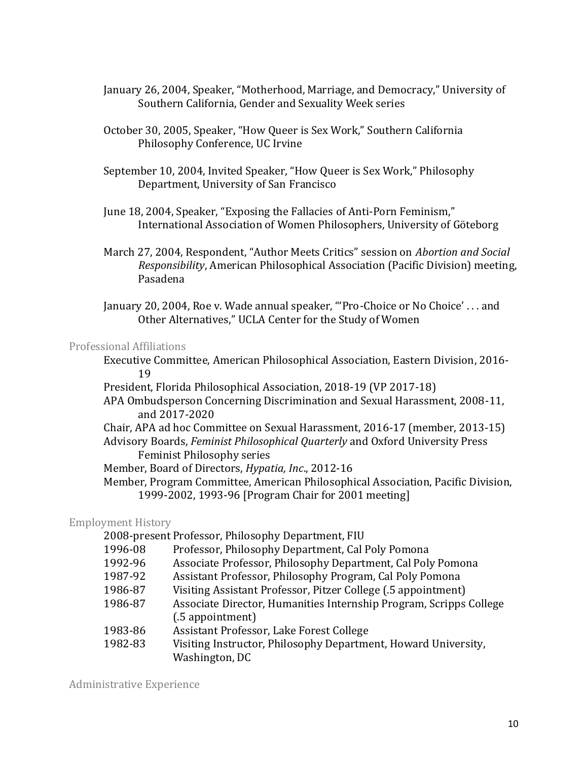January 26, 2004, Speaker, "Motherhood, Marriage, and Democracy," University of Southern California, Gender and Sexuality Week series

October 30, 2005, Speaker, "How Queer is Sex Work," Southern California Philosophy Conference, UC Irvine

September 10, 2004, Invited Speaker, "How Queer is Sex Work," Philosophy Department, University of San Francisco

June 18, 2004, Speaker, "Exposing the Fallacies of Anti-Porn Feminism," International Association of Women Philosophers, University of Göteborg

March 27, 2004, Respondent, "Author Meets Critics" session on *Abortion and Social Responsibility*, American Philosophical Association (Pacific Division) meeting, Pasadena

January 20, 2004, Roe v. Wade annual speaker, "'Pro-Choice or No Choice' . . . and Other Alternatives," UCLA Center for the Study of Women

## Professional Affiliations

Executive Committee, American Philosophical Association, Eastern Division, 2016-19

President, Florida Philosophical Association, 2018-19 (VP 2017-18)

APA Ombudsperson Concerning Discrimination and Sexual Harassment, 2008-11, and 2017-2020

Chair, APA ad hoc Committee on Sexual Harassment, 2016-17 (member, 2013-15)

Advisory Boards, *Feminist Philosophical Quarterly* and Oxford University Press Feminist Philosophy series

Member, Board of Directors, *Hypatia, Inc*., 2012-16

Member, Program Committee, American Philosophical Association, Pacific Division, 1999-2002, 1993-96 [Program Chair for 2001 meeting]

## Employment History

| | |
|---|---|
| 2008-present | Professor, Philosophy Department, FIU |
| 1996-08 | Professor, Philosophy Department, Cal Poly Pomona |
| 1992-96 | Associate Professor, Philosophy Department, Cal Poly Pomona |
| 1987-92 | Assistant Professor, Philosophy Program, Cal Poly Pomona |
| 1986-87 | Visiting Assistant Professor, Pitzer College (.5 appointment) |
| 1986-87 | Associate Director, Humanities Internship Program, Scripps College (.5 appointment) |
| 1983-86 | Assistant Professor, Lake Forest College |
| 1982-83 | Visiting Instructor, Philosophy Department, Howard University, Washington, DC |

## Administrative Experience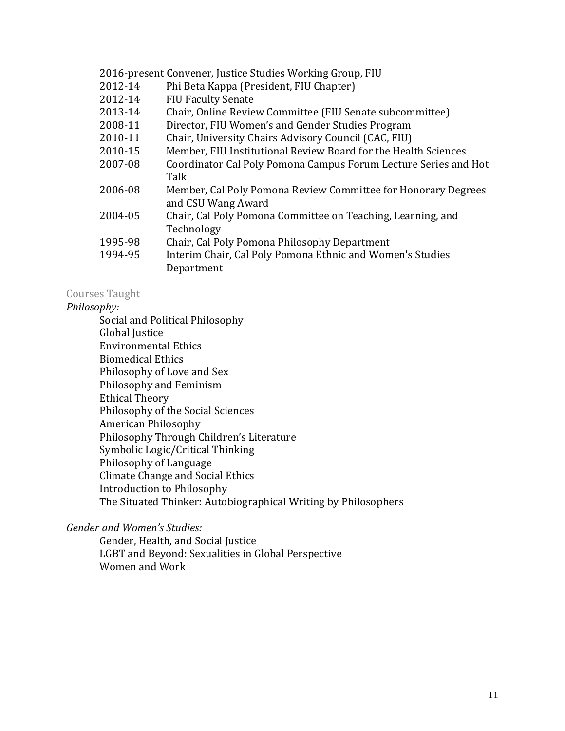2016-present Convener, Justice Studies Working Group, FIU
2012-14 Phi Beta Kappa (President, FIU Chapter)
2012-14 FIU Faculty Senate
2013-14 Chair, Online Review Committee (FIU Senate subcommittee)
2008-11 Director, FIU Women's and Gender Studies Program
2010-11 Chair, University Chairs Advisory Council (CAC, FIU)
2010-15 Member, FIU Institutional Review Board for the Health Sciences
2007-08 Coordinator Cal Poly Pomona Campus Forum Lecture Series and Hot Talk
2006-08 Member, Cal Poly Pomona Review Committee for Honorary Degrees and CSU Wang Award
2004-05 Chair, Cal Poly Pomona Committee on Teaching, Learning, and Technology
1995-98 Chair, Cal Poly Pomona Philosophy Department
1994-95 Interim Chair, Cal Poly Pomona Ethnic and Women's Studies Department

## Courses Taught

*Philosophy:*

Social and Political Philosophy
Global Justice
Environmental Ethics
Biomedical Ethics
Philosophy of Love and Sex
Philosophy and Feminism
Ethical Theory
Philosophy of the Social Sciences
American Philosophy
Philosophy Through Children's Literature
Symbolic Logic/Critical Thinking
Philosophy of Language
Climate Change and Social Ethics
Introduction to Philosophy
The Situated Thinker: Autobiographical Writing by Philosophers

*Gender and Women's Studies:*

Gender, Health, and Social Justice
LGBT and Beyond: Sexualities in Global Perspective
Women and Work